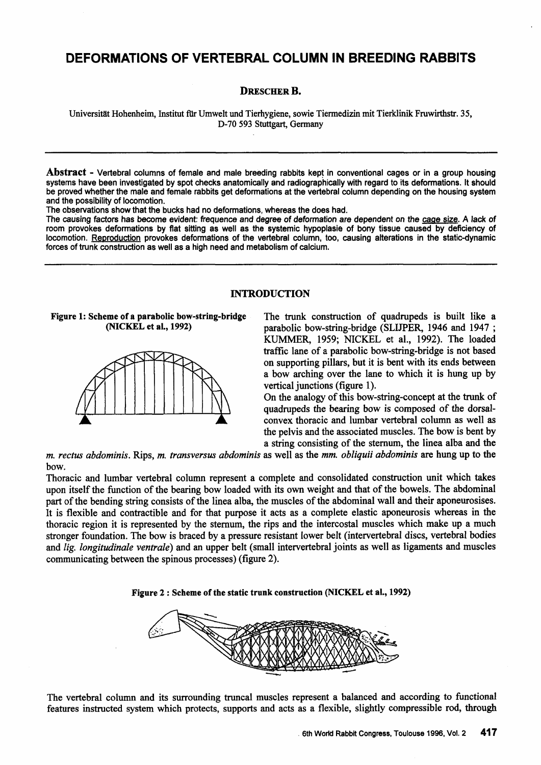# DEFORMATIONS OF VERTEBRAL COLUMN IN BREEDING RABBITS

**DRESCHER B.**

Universität Hohenheim, Institut für Umwelt und Tierhygiene, sowie Tiermedizin mit Tierklinik Fruwirthstr. 35, D-70 593 Stuttgart, Germany

**Abstract** - Vertebral columns of female and male breeding rabbits kept in conventional cages or in a group housing systems have been investigated by spot checks anatomically and radiographically with regard to its deformations. It should be proved whether the male and female rabbits get deformations at the vertebral column depending on the housing system and the possibility of locomotion.

The observations show that the bucks had no deformations, whereas the does had.

The causing factors has become evident: *frequence and degree of deformation are dependent on the cage size*. A lack of room provokes deformations by flat sitting as well as the systemic hypoplasie of bony tissue caused by deficiency of locomotion. Reproduction provokes deformations of the vertebral column, too, causing alterations in the static-dynamic forces of trunk construction as well as a high need and metabolism of calcium.

## INTRODUCTION

**Figure 1: Scheme of a parabolic bow-string-bridge (NICKEL et al., 1992)**

The trunk construction of quadrupeds is built like a parabolic bow-string-bridge (SLIJPER, 1946 and 1947 ; KUMMER, 1959; NICKEL et al., 1992). The loaded traffic lane of a parabolic bow-string-bridge is not based on supporting pillars, but it is bent with its ends between a bow arching over the lane to which it is hung up by vertical junctions (figure 1).

On the analogy of this bow-string-concept at the trunk of quadrupeds the bearing bow is composed of the dorsal-convex thoracic and lumbar vertebral column as well as the pelvis and the associated muscles. The bow is bent by a string consisting of the sternum, the linea alba and the *m. rectus abdominis*. Rips, *m. transversus abdominis* as well as the *mm. obliquii abdominis* are hung up to the bow.

Thoracic and lumbar vertebral column represent a complete and consolidated construction unit which takes upon itself the function of the bearing bow loaded with its own weight and that of the bowels. The abdominal part of the bending string consists of the linea alba, the muscles of the abdominal wall and their aponeurosises. It is flexible and contractible and for that purpose it acts as a complete elastic aponeurosis whereas in the thoracic region it is represented by the sternum, the rips and the intercostal muscles which make up a much stronger foundation. The bow is braced by a pressure resistant lower belt (intervertebral discs, vertebral bodies and *lig. longitudinale ventrale*) and an upper belt (small intervertebral joints as well as ligaments and muscles communicating between the spinous processes) (figure 2).

**Figure 2 : Scheme of the static trunk construction (NICKEL et al., 1992)**

The vertebral column and its surrounding truncal muscles represent a balanced and according to functional features instructed system which protects, supports and acts as a flexible, slightly compressible rod, through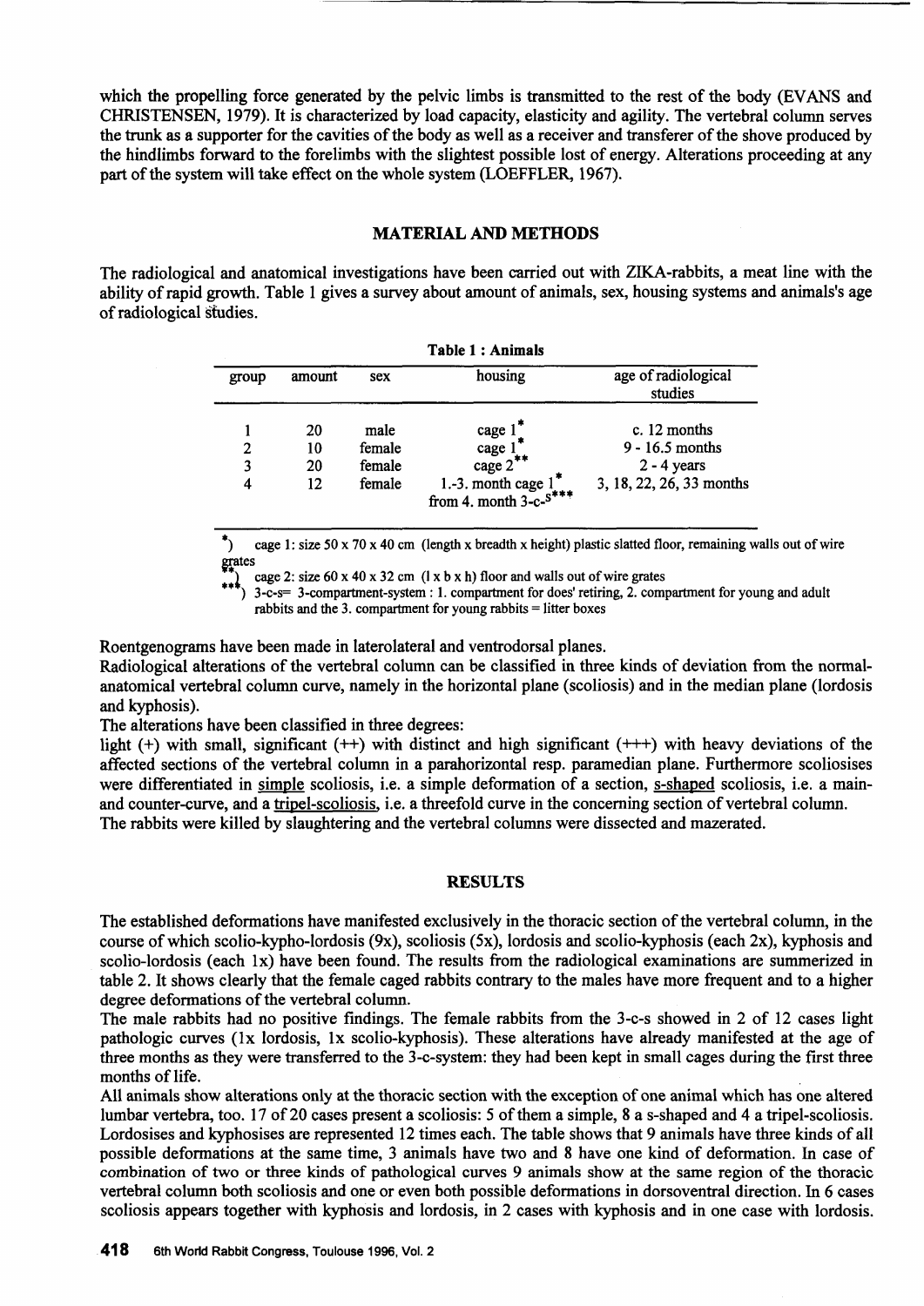which the propelling force generated by the pelvic limbs is transmitted to the rest of the body (EVANS and CHRISTENSEN, 1979). It is characterized by load capacity, elasticity and agility. The vertebral column serves the trunk as a supporter for the cavities of the body as well as a receiver and transferer of the shove produced by the hindlimbs forward to the forelimbs with the slightest possible lost of energy. Alterations proceeding at any part of the system will take effect on the whole system (LOEFFLER, 1967).

## MATERIAL AND METHODS

The radiological and anatomical investigations have been carried out with ZIKA-rabbits, a meat line with the ability of rapid growth. Table 1 gives a survey about amount of animals, sex, housing systems and animals's age of radiological studies.

**Table 1 : Animals**

| group | amount | sex | housing | age of radiological studies |
|---|---|---|---|---|
| 1 | 20 | male | cage 1* | c. 12 months |
| 2 | 10 | female | cage 1* | 9 - 16.5 months |
| 3 | 20 | female | cage 2** | 2 - 4 years |
| 4 | 12 | female | 1.-3. month cage 1*<br>from 4. month 3-c-s*** | 3, 18, 22, 26, 33 months |

*) cage 1: size 50 x 70 x 40 cm (length x breadth x height) plastic slatted floor, remaining walls out of wire grates

**) cage 2: size 60 x 40 x 32 cm (l x b x h) floor and walls out of wire grates

***) 3-c-s= 3-compartment-system : 1. compartment for does' retiring, 2. compartment for young and adult rabbits and the 3. compartment for young rabbits = litter boxes

Roentgenograms have been made in laterolateral and ventrodorsal planes.

Radiological alterations of the vertebral column can be classified in three kinds of deviation from the normal-anatomical vertebral column curve, namely in the horizontal plane (scoliosis) and in the median plane (lordosis and kyphosis).

The alterations have been classified in three degrees:

light (+) with small, significant (++) with distinct and high significant (+++) with heavy deviations of the affected sections of the vertebral column in a parahorizontal resp. paramedian plane. Furthermore scoliosises were differentiated in <u>simple</u> scoliosis, i.e. a simple deformation of a section, <u>s-shaped</u> scoliosis, i.e. a main- and counter-curve, and a <u>tripel-scoliosis</u>, i.e. a threefold curve in the concerning section of vertebral column.

The rabbits were killed by slaughtering and the vertebral columns were dissected and mazerated.

## RESULTS

The established deformations have manifested exclusively in the thoracic section of the vertebral column, in the course of which scolio-kypho-lordosis (9x), scoliosis (5x), lordosis and scolio-kyphosis (each 2x), kyphosis and scolio-lordosis (each 1x) have been found. The results from the radiological examinations are summerized in table 2. It shows clearly that the female caged rabbits contrary to the males have more frequent and to a higher degree deformations of the vertebral column.

The male rabbits had no positive findings. The female rabbits from the 3-c-s showed in 2 of 12 cases light pathologic curves (1x lordosis, 1x scolio-kyphosis). These alterations have already manifested at the age of three months as they were transferred to the 3-c-system: they had been kept in small cages during the first three months of life.

All animals show alterations only at the thoracic section with the exception of one animal which has one altered lumbar vertebra, too. 17 of 20 cases present a scoliosis: 5 of them a simple, 8 a s-shaped and 4 a tripel-scoliosis. Lordosises and kyphosises are represented 12 times each. The table shows that 9 animals have three kinds of all possible deformations at the same time, 3 animals have two and 8 have one kind of deformation. In case of combination of two or three kinds of pathological curves 9 animals show at the same region of the thoracic vertebral column both scoliosis and one or even both possible deformations in dorsoventral direction. In 6 cases scoliosis appears together with kyphosis and lordosis, in 2 cases with kyphosis and in one case with lordosis.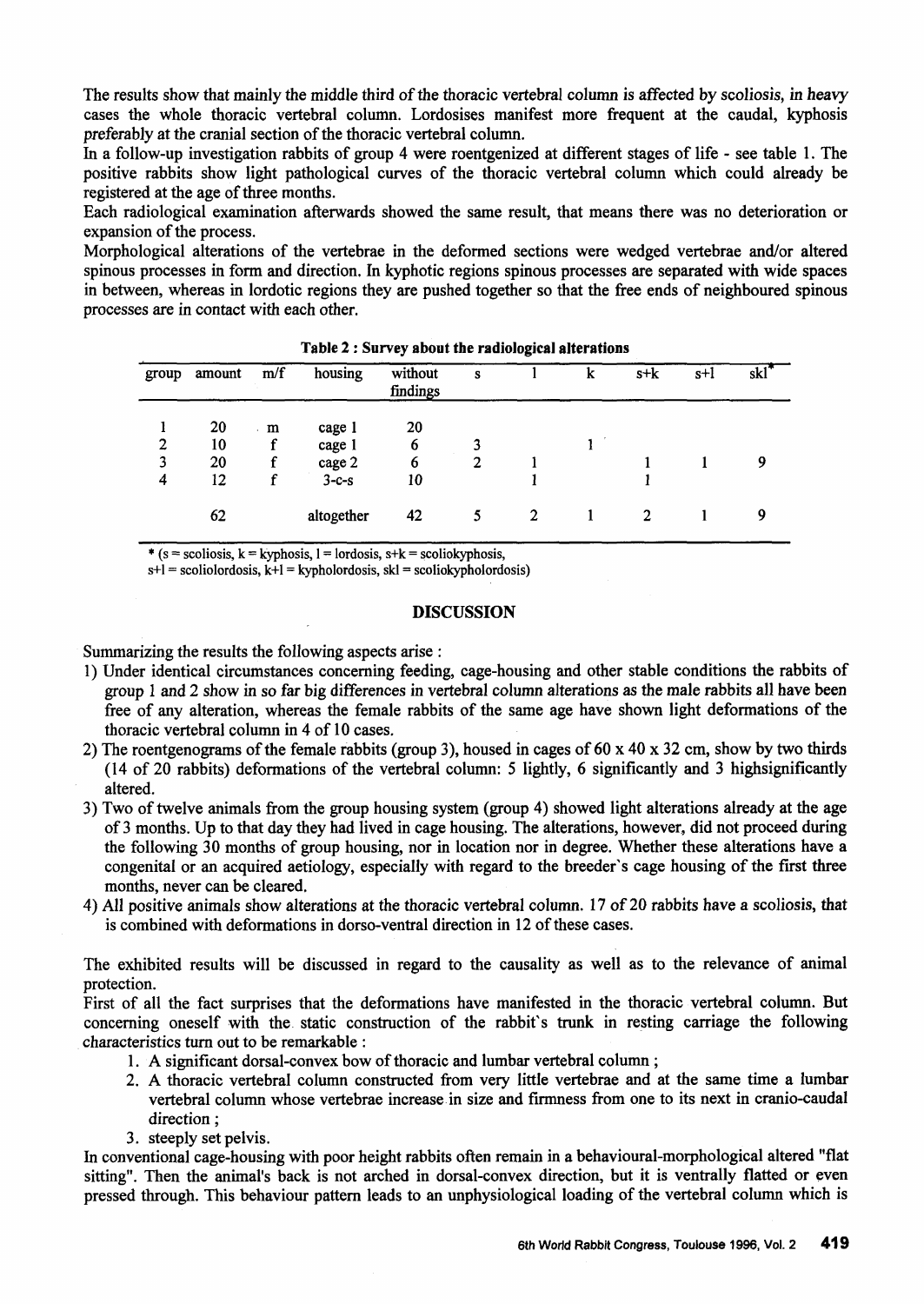The results show that mainly the middle third of the thoracic vertebral column is affected by scoliosis, *in heavy* cases the whole thoracic vertebral column. Lordosises manifest more frequent at the caudal, kyphosis preferably at the cranial section of the thoracic vertebral column.

In a follow-up investigation rabbits of group 4 were roentgenized at different stages of life - see table 1. The positive rabbits show light pathological curves of the thoracic vertebral column which could already be registered at the age of three months.

Each radiological examination afterwards showed the same result, that means there was no deterioration or expansion of the process.

Morphological alterations of the vertebrae in the deformed sections were wedged vertebrae and/or altered spinous processes in form and direction. In kyphotic regions spinous processes are separated with wide spaces in between, whereas in lordotic regions they are pushed together so that the free ends of neighboured spinous processes are in contact with each other.

**Table 2 : Survey about the radiological alterations**

| group | amount | m/f | housing | without findings | s | l | k | s+k | s+l | skl* |
|---|---|---|---|---|---|---|---|---|---|---|
| 1 | 20 | m | cage 1 | 20 | | | | | | |
| 2 | 10 | f | cage 1 | 6 | 3 | | 1 | | | |
| 3 | 20 | f | cage 2 | 6 | 2 | 1 | | 1 | 1 | 9 |
| 4 | 12 | f | 3-c-s | 10 | | 1 | | 1 | | |
| | 62 | | altogether | 42 | 5 | 2 | 1 | 2 | 1 | 9 |

* (s = scoliosis, k = kyphosis, l = lordosis, s+k = scoliokyphosis,
s+l = scoliolordosis, k+l = kypholordosis, skl = scoliokypholordosis)

## DISCUSSION

Summarizing the results the following aspects arise :

1) Under identical circumstances concerning feeding, cage-housing and other stable conditions the rabbits of group 1 and 2 show in so far big differences in vertebral column alterations as the male rabbits all have been free of any alteration, whereas the female rabbits of the same age have shown light deformations of the thoracic vertebral column in 4 of 10 cases.
2) The roentgenograms of the female rabbits (group 3), housed in cages of 60 x 40 x 32 cm, show by two thirds (14 of 20 rabbits) deformations of the vertebral column: 5 lightly, 6 significantly and 3 highsignificantly altered.
3) Two of twelve animals from the group housing system (group 4) showed light alterations already at the age of 3 months. Up to that day they had lived in cage housing. The alterations, however, did not proceed during the following 30 months of group housing, nor in location nor in degree. Whether these alterations have a congenital or an acquired aetiology, especially with regard to the breeder's cage housing of the first three months, never can be cleared.
4) All positive animals show alterations at the thoracic vertebral column. 17 of 20 rabbits have a scoliosis, that is combined with deformations in dorso-ventral direction in 12 of these cases.

The exhibited results will be discussed in regard to the causality as well as to the relevance of animal protection.

First of all the fact surprises that the deformations have manifested in the thoracic vertebral column. But concerning oneself with the static construction of the rabbit's trunk in resting carriage the following characteristics turn out to be remarkable :

1. A significant dorsal-convex bow of thoracic and lumbar vertebral column ;
2. A thoracic vertebral column constructed from very little vertebrae and at the same time a lumbar vertebral column whose vertebrae increase in size and firmness from one to its next in cranio-caudal direction ;
3. steeply set pelvis.

In conventional cage-housing with poor height rabbits often remain in a behavioural-morphological altered "flat sitting". Then the animal's back is not arched in dorsal-convex direction, but it is ventrally flatted or even pressed through. This behaviour pattern leads to an unphysiological loading of the vertebral column which is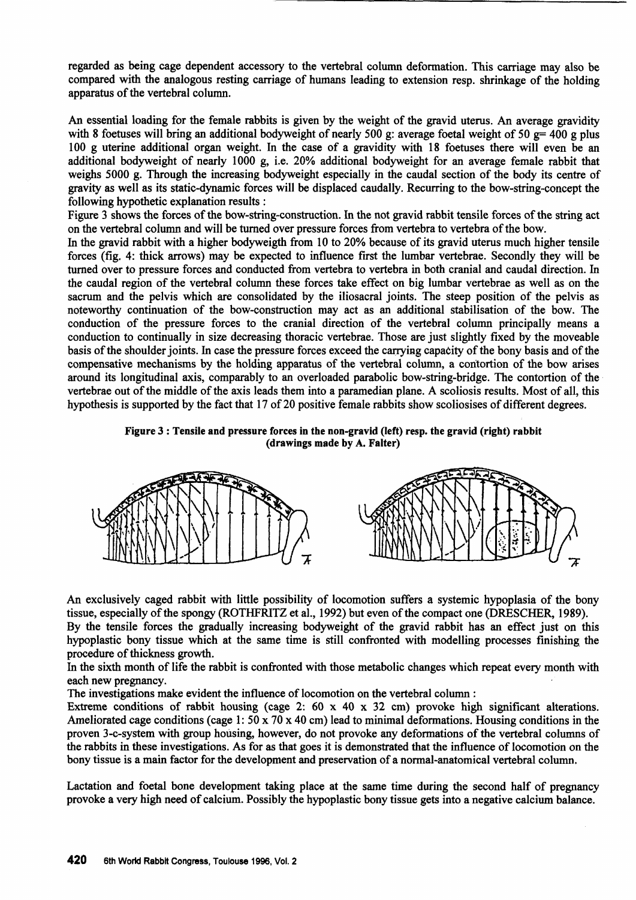regarded as being cage dependent accessory to the vertebral column deformation. This carriage may also be compared with the analogous resting carriage of humans leading to extension resp. shrinkage of the holding apparatus of the vertebral column.

An essential loading for the female rabbits is given by the weight of the gravid uterus. An average gravidity with 8 foetuses will bring an additional bodyweight of nearly 500 g: average foetal weight of 50 g= 400 g plus 100 g uterine additional organ weight. In the case of a gravidity with 18 foetuses there will even be an additional bodyweight of nearly 1000 g, i.e. 20% additional bodyweight for an average female rabbit that weighs 5000 g. Through the increasing bodyweight especially in the caudal section of the body its centre of gravity as well as its static-dynamic forces will be displaced caudally. Recurring to the bow-string-concept the following hypothetic explanation results :

Figure 3 shows the forces of the bow-string-construction. In the not gravid rabbit tensile forces of the string act on the vertebral column and will be turned over pressure forces from vertebra to vertebra of the bow.

In the gravid rabbit with a higher bodyweigth from 10 to 20% because of its gravid uterus much higher tensile forces (fig. 4: thick arrows) may be expected to influence first the lumbar vertebrae. Secondly they will be turned over to pressure forces and conducted from vertebra to vertebra in both cranial and caudal direction. In the caudal region of the vertebral column these forces take effect on big lumbar vertebrae as well as on the sacrum and the pelvis which are consolidated by the iliosacral joints. The steep position of the pelvis as noteworthy continuation of the bow-construction may act as an additional stabilisation of the bow. The conduction of the pressure forces to the cranial direction of the vertebral column principally means a conduction to continually in size decreasing thoracic vertebrae. Those are just slightly fixed by the moveable basis of the shoulder joints. In case the pressure forces exceed the carrying capacity of the bony basis and of the compensative mechanisms by the holding apparatus of the vertebral column, a contortion of the bow arises around its longitudinal axis, comparably to an overloaded parabolic bow-string-bridge. The contortion of the vertebrae out of the middle of the axis leads them into a paramedian plane. A scoliosis results. Most of all, this hypothesis is supported by the fact that 17 of 20 positive female rabbits show scoliosises of different degrees.

**Figure 3 : Tensile and pressure forces in the non-gravid (left) resp. the gravid (right) rabbit (drawings made by A. Falter)**

An exclusively caged rabbit with little possibility of locomotion suffers a systemic hypoplasia of the bony tissue, especially of the spongy (ROTHFRITZ et al., 1992) but even of the compact one (DRESCHER, 1989).

By the tensile forces the gradually increasing bodyweight of the gravid rabbit has an effect just on this hypoplastic bony tissue which at the same time is still confronted with modelling processes finishing the procedure of thickness growth.

In the sixth month of life the rabbit is confronted with those metabolic changes which repeat every month with each new pregnancy.

The investigations make evident the influence of locomotion on the vertebral column :

Extreme conditions of rabbit housing (cage 2: 60 x 40 x 32 cm) provoke high significant alterations. Ameliorated cage conditions (cage 1: 50 x 70 x 40 cm) lead to minimal deformations. Housing conditions in the proven 3-c-system with group housing, however, do not provoke any deformations of the vertebral columns of the rabbits in these investigations. As for as that goes it is demonstrated that the influence of locomotion on the bony tissue is a main factor for the development and preservation of a normal-anatomical vertebral column.

Lactation and foetal bone development taking place at the same time during the second half of pregnancy provoke a very high need of calcium. Possibly the hypoplastic bony tissue gets into a negative calcium balance.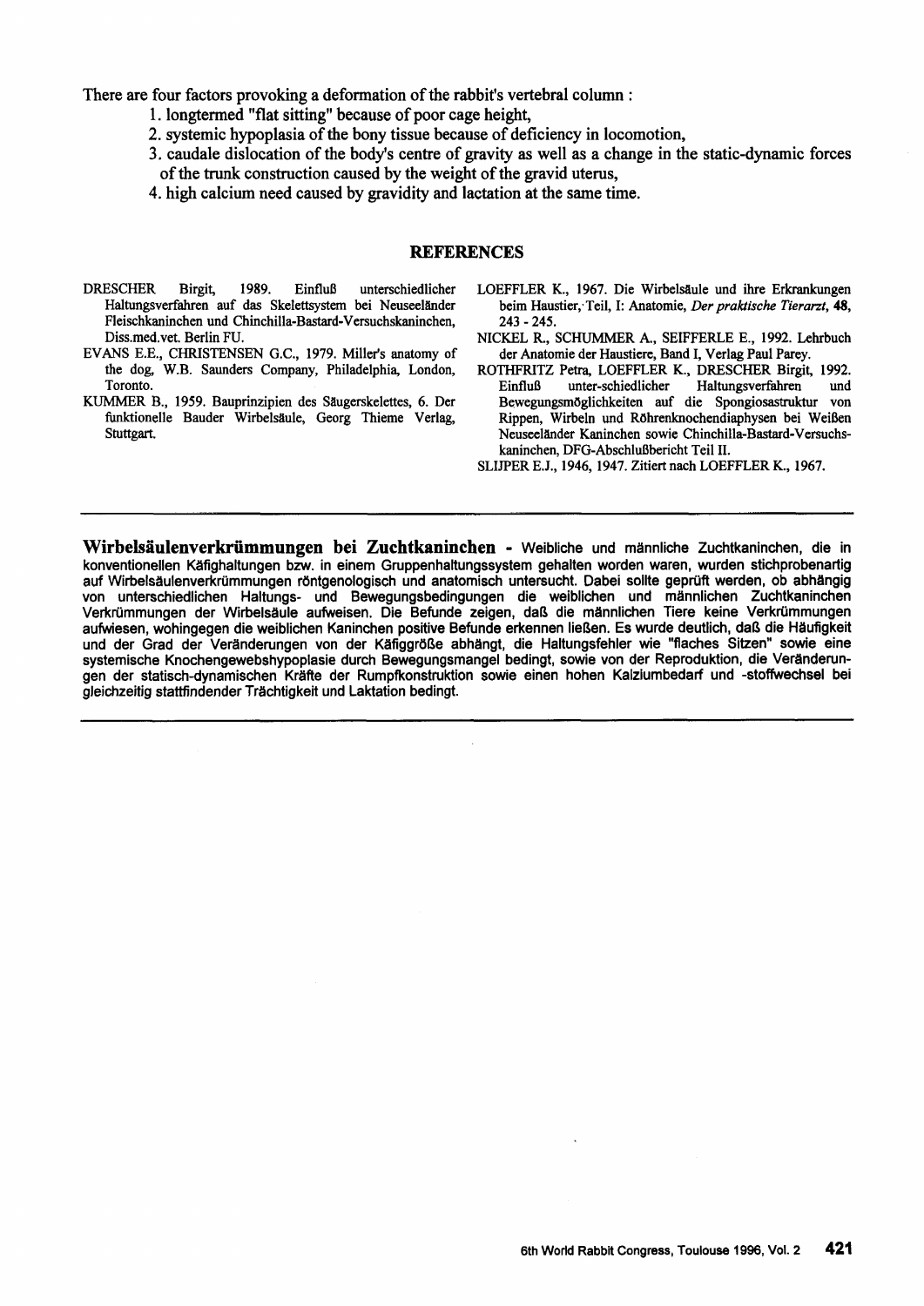There are four factors provoking a deformation of the rabbit's vertebral column :

1. longtermed "flat sitting" because of poor cage height,
2. systemic hypoplasia of the bony tissue because of deficiency in locomotion,
3. caudale dislocation of the body's centre of gravity as well as a change in the static-dynamic forces of the trunk construction caused by the weight of the gravid uterus,
4. high calcium need caused by gravidity and lactation at the same time.

## REFERENCES

DRESCHER Birgit, 1989. Einfluß unterschiedlicher Haltungsverfahren auf das Skelettsystem bei Neuseeländer Fleischkaninchen und Chinchilla-Bastard-Versuchskaninchen, Diss.med.vet. Berlin FU.

EVANS E.E., CHRISTENSEN G.C., 1979. Miller's anatomy of the dog, W.B. Saunders Company, Philadelphia, London, Toronto.

KUMMER B., 1959. Bauprinzipien des Säugerskelettes, 6. Der funktionelle Bauder Wirbelsäule, Georg Thieme Verlag, Stuttgart.

LOEFFLER K., 1967. Die Wirbelsäule und ihre Erkrankungen beim Haustier, Teil, I: Anatomie, *Der praktische Tierarzt*, **48**, 243 - 245.

NICKEL R., SCHUMMER A., SEIFFERLE E., 1992. Lehrbuch der Anatomie der Haustiere, Band I, Verlag Paul Parey.

ROTHFRITZ Petra, LOEFFLER K., DRESCHER Birgit, 1992. Einfluß unter-schiedlicher Haltungsverfahren und Bewegungsmöglichkeiten auf die Spongiosastruktur von Rippen, Wirbeln und Röhrenknochendiaphysen bei Weißen Neuseeländer Kaninchen sowie Chinchilla-Bastard-Versuchskaninchen, DFG-Abschlußbericht Teil II.

SLIJPER E.J., 1946, 1947. Zitiert nach LOEFFLER K., 1967.

---

**Wirbelsäulenverkrümmungen bei Zuchtkaninchen** - Weibliche und männliche Zuchtkaninchen, die in konventionellen Käfighaltungen bzw. in einem Gruppenhaltungssystem gehalten worden waren, wurden stichprobenartig auf Wirbelsäulenverkrümmungen röntgenologisch und anatomisch untersucht. Dabei sollte geprüft werden, ob abhängig von unterschiedlichen Haltungs- und Bewegungsbedingungen die weiblichen und männlichen Zuchtkaninchen Verkrümmungen der Wirbelsäule aufweisen. Die Befunde zeigen, daß die männlichen Tiere keine Verkrümmungen aufwiesen, wohingegen die weiblichen Kaninchen positive Befunde erkennen ließen. Es wurde deutlich, daß die Häufigkeit und der Grad der Veränderungen von der Käfiggröße abhängt, die Haltungsfehler wie "flaches Sitzen" sowie eine systemische Knochengewebshypoplasie durch Bewegungsmangel bedingt, sowie von der Reproduktion, die Veränderungen der statisch-dynamischen Kräfte der Rumpfkonstruktion sowie einen hohen Kalziumbedarf und -stoffwechsel bei gleichzeitig stattfindender Trächtigkeit und Laktation bedingt.